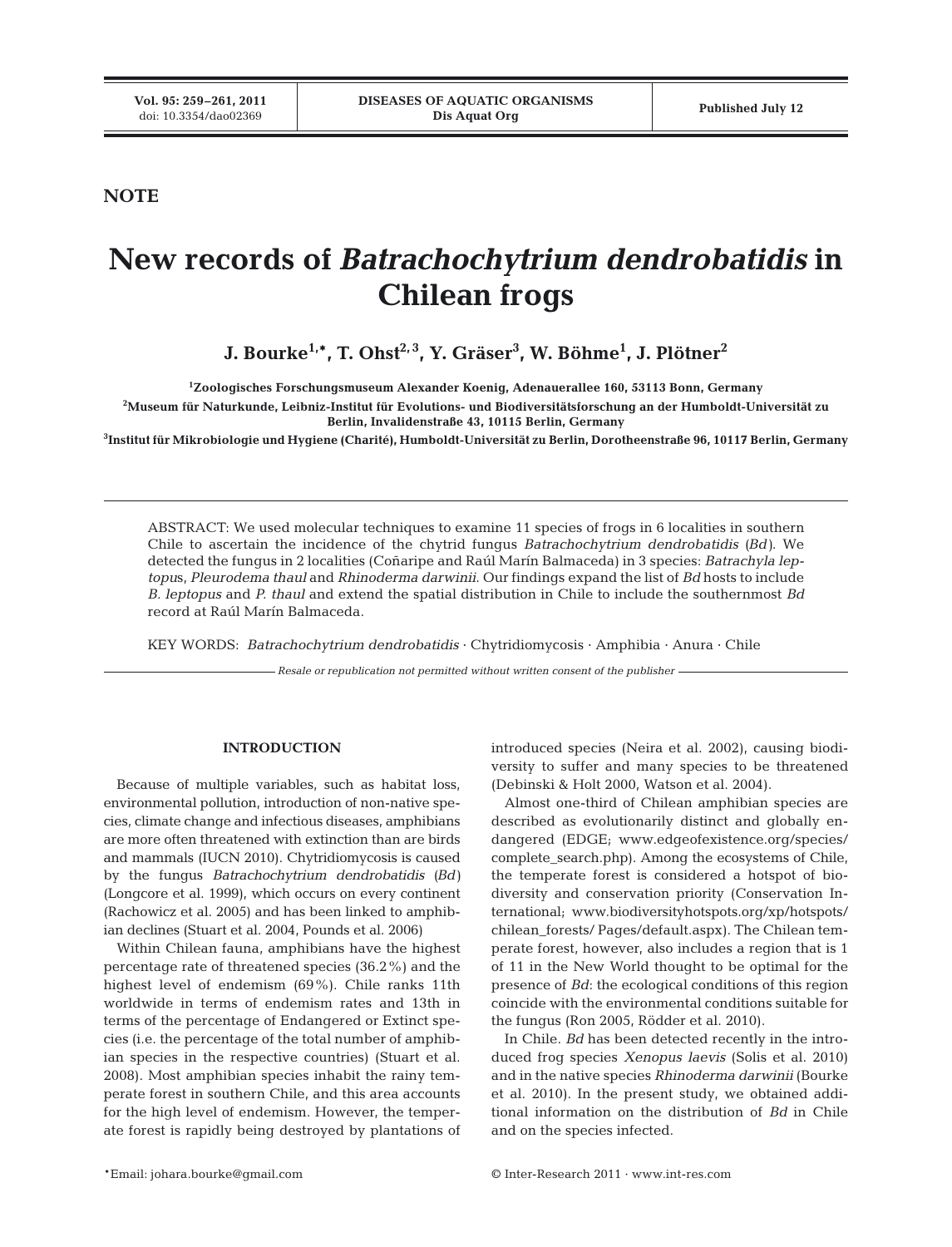NOTE

# New records of *Batrachochytrium dendrobatidis* in Chilean frogs

**J. Bourke[1,*], T. Ohst[2,3], Y. Gräser[3], W. Böhme[1], J. Plötner[2]**

[1]Zoologisches Forschungsmuseum Alexander Koenig, Adenauerallee 160, 53113 Bonn, Germany

[2]Museum für Naturkunde, Leibniz-Institut für Evolutions- und Biodiversitätsforschung an der Humboldt-Universität zu Berlin, Invalidenstraße 43, 10115 Berlin, Germany

[3]Institut für Mikrobiologie und Hygiene (Charité), Humboldt-Universität zu Berlin, Dorotheenstraße 96, 10117 Berlin, Germany

ABSTRACT: We used molecular techniques to examine 11 species of frogs in 6 localities in southern Chile to ascertain the incidence of the chytrid fungus *Batrachochytrium dendrobatidis* (*Bd*). We detected the fungus in 2 localities (Coñaripe and Raúl Marín Balmaceda) in 3 species: *Batrachyla leptopus*, *Pleurodema thaul* and *Rhinoderma darwinii*. Our findings expand the list of *Bd* hosts to include *B. leptopus* and *P. thaul* and extend the spatial distribution in Chile to include the southernmost *Bd* record at Raúl Marín Balmaceda.

KEY WORDS: *Batrachochytrium dendrobatidis* · Chytridiomycosis · Amphibia · Anura · Chile

*Resale or republication not permitted without written consent of the publisher*

## INTRODUCTION

Because of multiple variables, such as habitat loss, environmental pollution, introduction of non-native species, climate change and infectious diseases, amphibians are more often threatened with extinction than are birds and mammals (IUCN 2010). Chytridiomycosis is caused by the fungus *Batrachochytrium dendrobatidis* (*Bd*) (Longcore et al. 1999), which occurs on every continent (Rachowicz et al. 2005) and has been linked to amphibian declines (Stuart et al. 2004, Pounds et al. 2006)

Within Chilean fauna, amphibians have the highest percentage rate of threatened species (36.2%) and the highest level of endemism (69%). Chile ranks 11th worldwide in terms of endemism rates and 13th in terms of the percentage of Endangered or Extinct species (i.e. the percentage of the total number of amphibian species in the respective countries) (Stuart et al. 2008). Most amphibian species inhabit the rainy temperate forest in southern Chile, and this area accounts for the high level of endemism. However, the temperate forest is rapidly being destroyed by plantations of introduced species (Neira et al. 2002), causing biodiversity to suffer and many species to be threatened (Debinski & Holt 2000, Watson et al. 2004).

Almost one-third of Chilean amphibian species are described as evolutionarily distinct and globally endangered (EDGE; www.edgeofexistence.org/species/complete_search.php). Among the ecosystems of Chile, the temperate forest is considered a hotspot of biodiversity and conservation priority (Conservation International; www.biodiversityhotspots.org/xp/hotspots/chilean_forests/ Pages/default.aspx). The Chilean temperate forest, however, also includes a region that is 1 of 11 in the New World thought to be optimal for the presence of *Bd*: the ecological conditions of this region coincide with the environmental conditions suitable for the fungus (Ron 2005, Rödder et al. 2010).

In Chile. *Bd* has been detected recently in the introduced frog species *Xenopus laevis* (Solis et al. 2010) and in the native species *Rhinoderma darwinii* (Bourke et al. 2010). In the present study, we obtained additional information on the distribution of *Bd* in Chile and on the species infected.

*Email: johara.bourke@gmail.com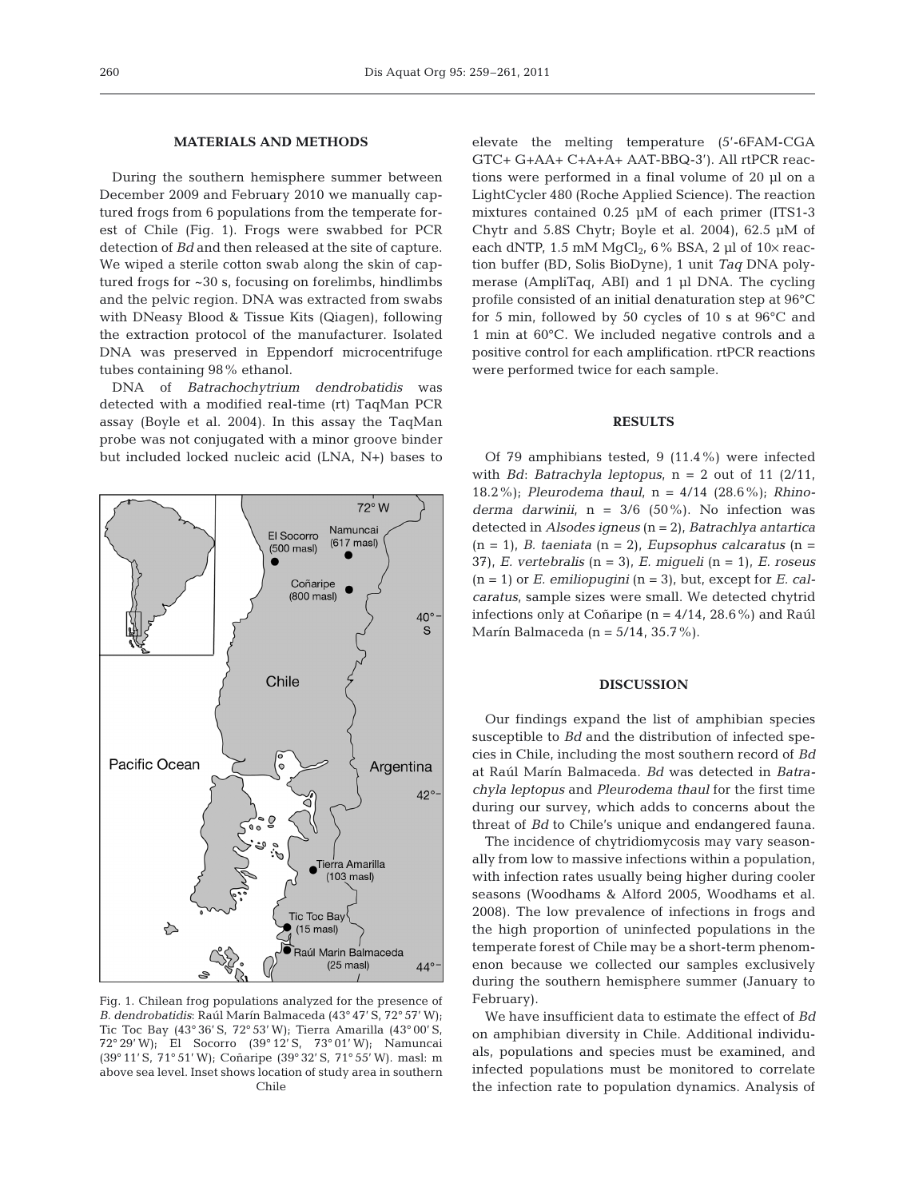## MATERIALS AND METHODS

During the southern hemisphere summer between December 2009 and February 2010 we manually captured frogs from 6 populations from the temperate forest of Chile (Fig. 1). Frogs were swabbed for PCR detection of *Bd* and then released at the site of capture. We wiped a sterile cotton swab along the skin of captured frogs for ~30 s, focusing on forelimbs, hindlimbs and the pelvic region. DNA was extracted from swabs with DNeasy Blood & Tissue Kits (Qiagen), following the extraction protocol of the manufacturer. Isolated DNA was preserved in Eppendorf microcentrifuge tubes containing 98% ethanol.

DNA of *Batrachochytrium dendrobatidis* was detected with a modified real-time (rt) TaqMan PCR assay (Boyle et al. 2004). In this assay the TaqMan probe was not conjugated with a minor groove binder but included locked nucleic acid (LNA, N+) bases to elevate the melting temperature (5′-6FAM-CGA GTC+ G+AA+ C+A+A+ AAT-BBQ-3′). All rtPCR reactions were performed in a final volume of 20 µl on a LightCycler 480 (Roche Applied Science). The reaction mixtures contained 0.25 µM of each primer (ITS1-3 Chytr and 5.8S Chytr; Boyle et al. 2004), 62.5 µM of each dNTP, 1.5 mM $MgCl_2$, 6% BSA, 2 µl of 10× reaction buffer (BD, Solis BioDyne), 1 unit *Taq* DNA polymerase (AmpliTaq, ABI) and 1 µl DNA. The cycling profile consisted of an initial denaturation step at 96°C for 5 min, followed by 50 cycles of 10 s at 96°C and 1 min at 60°C. We included negative controls and a positive control for each amplification. rtPCR reactions were performed twice for each sample.

Fig. 1. Chilean frog populations analyzed for the presence of *B. dendrobatidis*: Raúl Marín Balmaceda (43° 47′ S, 72° 57′ W); Tic Toc Bay (43° 36′ S, 72° 53′ W); Tierra Amarilla (43° 00′ S, 72° 29′ W); El Socorro (39° 12′ S, 73° 01′ W); Namuncai (39° 11′ S, 71° 51′ W); Coñaripe (39° 32′ S, 71° 55′ W). masl: m above sea level. Inset shows location of study area in southern Chile

## RESULTS

Of 79 amphibians tested, 9 (11.4%) were infected with *Bd*: *Batrachyla leptopus*, n = 2 out of 11 (2/11, 18.2%); *Pleurodema thaul*, n = 4/14 (28.6%); *Rhinoderma darwinii*, n = 3/6 (50%). No infection was detected in *Alsodes igneus* (n = 2), *Batrachlya antartica* (n = 1), *B. taeniata* (n = 2), *Eupsophus calcaratus* (n = 37), *E. vertebralis* (n = 3), *E. migueli* (n = 1), *E. roseus* (n = 1) or *E. emiliopugini* (n = 3), but, except for *E. calcaratus*, sample sizes were small. We detected chytrid infections only at Coñaripe (n = 4/14, 28.6%) and Raúl Marín Balmaceda (n = 5/14, 35.7%).

## DISCUSSION

Our findings expand the list of amphibian species susceptible to *Bd* and the distribution of infected species in Chile, including the most southern record of *Bd* at Raúl Marín Balmaceda. *Bd* was detected in *Batrachyla leptopus* and *Pleurodema thaul* for the first time during our survey, which adds to concerns about the threat of *Bd* to Chile's unique and endangered fauna.

The incidence of chytridiomycosis may vary seasonally from low to massive infections within a population, with infection rates usually being higher during cooler seasons (Woodhams & Alford 2005, Woodhams et al. 2008). The low prevalence of infections in frogs and the high proportion of uninfected populations in the temperate forest of Chile may be a short-term phenomenon because we collected our samples exclusively during the southern hemisphere summer (January to February).

We have insufficient data to estimate the effect of *Bd* on amphibian diversity in Chile. Additional individuals, populations and species must be examined, and infected populations must be monitored to correlate the infection rate to population dynamics. Analysis of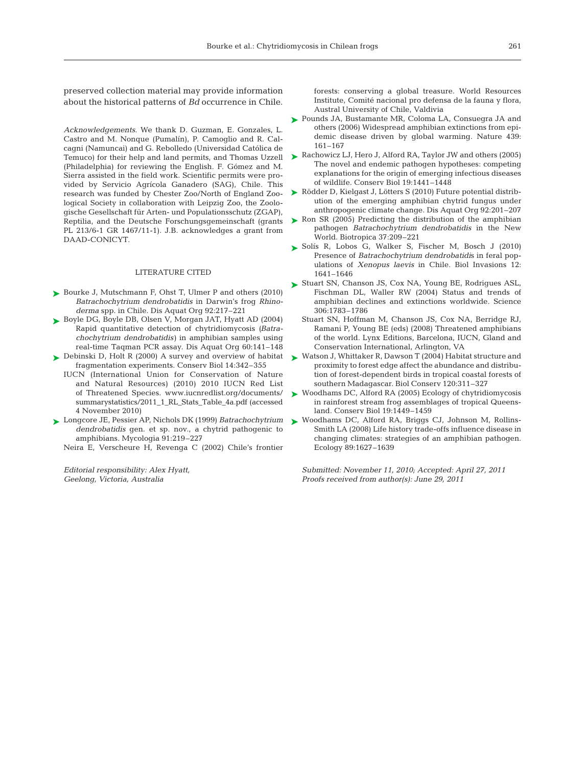preserved collection material may provide information about the historical patterns of *Bd* occurrence in Chile.

*Acknowledgements*. We thank D. Guzman, E. Gonzales, L. Castro and M. Nonque (Pumalín), P. Camoglio and R. Calcagni (Namuncai) and G. Rebolledo (Universidad Católica de Temuco) for their help and land permits, and Thomas Uzzell (Philadelphia) for reviewing the English. F. Gómez and M. Sierra assisted in the field work. Scientific permits were provided by Servicio Agrícola Ganadero (SAG), Chile. This research was funded by Chester Zoo/North of England Zoological Society in collaboration with Leipzig Zoo, the Zoologische Gesellschaft für Arten- und Populationsschutz (ZGAP), Reptilia, and the Deutsche Forschungsgemeinschaft (grants PL 213/6-1 GR 1467/11-1). J.B. acknowledges a grant from DAAD-CONICYT.

## LITERATURE CITED

- Bourke J, Mutschmann F, Ohst T, Ulmer P and others (2010) *Batrachochytrium dendrobatidis* in Darwin's frog *Rhinoderma* spp. in Chile. Dis Aquat Org 92:217–221
- Boyle DG, Boyle DB, Olsen V, Morgan JAT, Hyatt AD (2004) Rapid quantitative detection of chytridiomycosis (*Batrachochytrium dendrobatidis*) in amphibian samples using real-time Taqman PCR assay. Dis Aquat Org 60:141–148
- Debinski D, Holt R (2000) A survey and overview of habitat fragmentation experiments. Conserv Biol 14:342–355
- IUCN (International Union for Conservation of Nature and Natural Resources) (2010) 2010 IUCN Red List of Threatened Species. www.iucnredlist.org/documents/summarystatistics/2011_1_RL_Stats_Table_4a.pdf (accessed 4 November 2010)
- Longcore JE, Pessier AP, Nichols DK (1999) *Batrachochytrium dendrobatidis* gen. et sp. nov., a chytrid pathogenic to amphibians. Mycologia 91:219–227
- Neira E, Verscheure H, Revenga C (2002) Chile's frontier forests: conserving a global treasure. World Resources Institute, Comité nacional pro defensa de la fauna y flora, Austral University of Chile, Valdivia
- Pounds JA, Bustamante MR, Coloma LA, Consuegra JA and others (2006) Widespread amphibian extinctions from epidemic disease driven by global warming. Nature 439: 161–167
- Rachowicz LJ, Hero J, Alford RA, Taylor JW and others (2005) The novel and endemic pathogen hypotheses: competing explanations for the origin of emerging infectious diseases of wildlife. Conserv Biol 19:1441–1448
- Rödder D, Kielgast J, Lötters S (2010) Future potential distribution of the emerging amphibian chytrid fungus under anthropogenic climate change. Dis Aquat Org 92:201–207
- Ron SR (2005) Predicting the distribution of the amphibian pathogen *Batrachochytrium dendrobatidis* in the New World. Biotropica 37:209–221
- Solís R, Lobos G, Walker S, Fischer M, Bosch J (2010) Presence of *Batrachochytrium dendrobatidis* in feral populations of *Xenopus laevis* in Chile. Biol Invasions 12: 1641–1646
- Stuart SN, Chanson JS, Cox NA, Young BE, Rodrigues ASL, Fischman DL, Waller RW (2004) Status and trends of amphibian declines and extinctions worldwide. Science 306:1783–1786
- Stuart SN, Hoffman M, Chanson JS, Cox NA, Berridge RJ, Ramani P, Young BE (eds) (2008) Threatened amphibians of the world. Lynx Editions, Barcelona, IUCN, Gland and Conservation International, Arlington, VA
- Watson J, Whittaker R, Dawson T (2004) Habitat structure and proximity to forest edge affect the abundance and distribution of forest-dependent birds in tropical coastal forests of southern Madagascar. Biol Conserv 120:311–327
- Woodhams DC, Alford RA (2005) Ecology of chytridiomycosis in rainforest stream frog assemblages of tropical Queensland. Conserv Biol 19:1449–1459
- Woodhams DC, Alford RA, Briggs CJ, Johnson M, Rollins-Smith LA (2008) Life history trade-offs influence disease in changing climates: strategies of an amphibian pathogen. Ecology 89:1627–1639

*Editorial responsibility: Alex Hyatt, Geelong, Victoria, Australia*

*Submitted: November 11, 2010; Accepted: April 27, 2011*
*Proofs received from author(s): June 29, 2011*